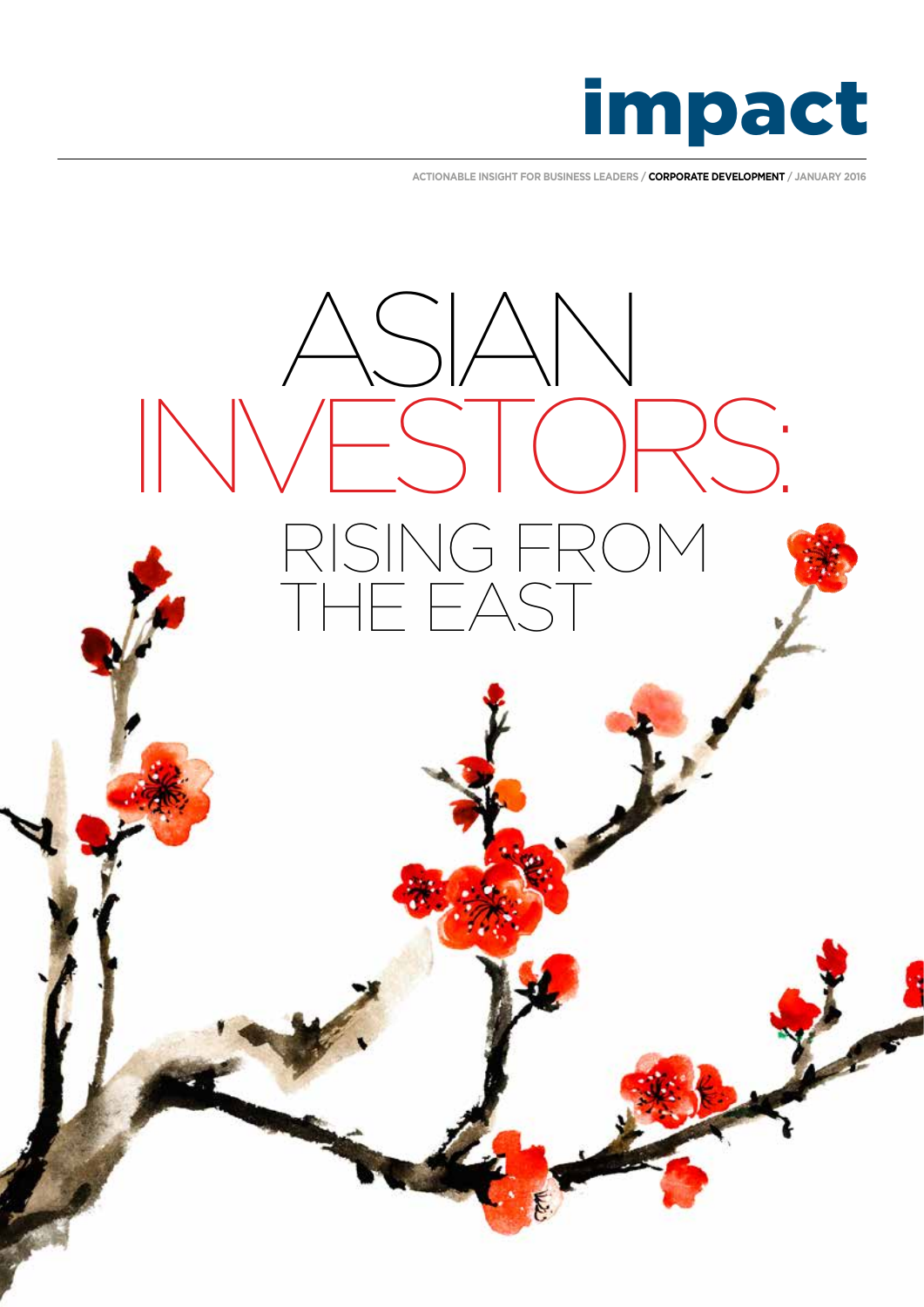# impact

ACTIONABLE INSIGHT FOR BUSINESS LEADERS / **CORPORATE DEVELOPMENT** / JANUARY 2016

# ASIAN INVESTORS: RISING FROM THE EAST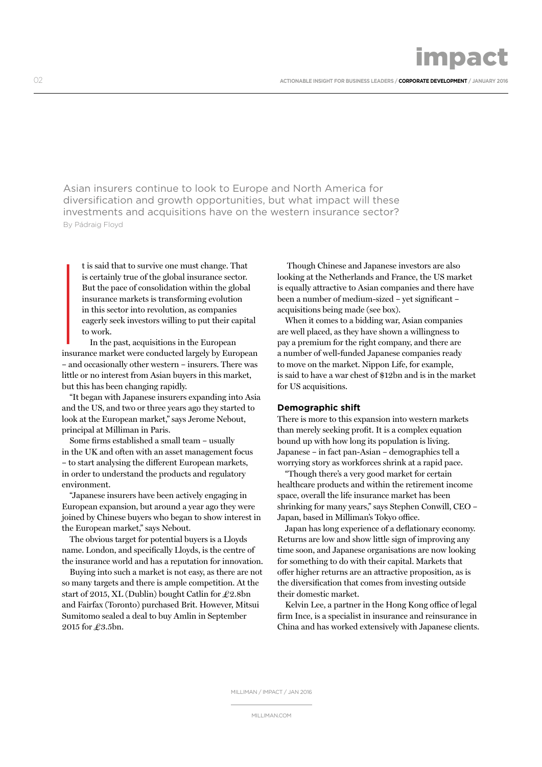Asian insurers continue to look to Europe and North America for diversification and growth opportunities, but what impact will these investments and acquisitions have on the western insurance sector?

By Pádraig Floyd

It is said that to survive one must change. That is certainly true of the global insurance sector. But the pace of consolidation within the global insurance markets is transforming evolution in this sector into revolution, as companies eagerly seek investors willing to put their capital to work.

In the past, acquisitions in the European insurance market were conducted largely by European – and occasionally other western – insurers. There was little or no interest from Asian buyers in this market, but this has been changing rapidly.

"It began with Japanese insurers expanding into Asia and the US, and two or three years ago they started to look at the European market," says Jerome Nebout, principal at Milliman in Paris.

Some firms established a small team – usually in the UK and often with an asset management focus – to start analysing the different European markets, in order to understand the products and regulatory environment.

"Japanese insurers have been actively engaging in European expansion, but around a year ago they were joined by Chinese buyers who began to show interest in the European market," says Nebout.

The obvious target for potential buyers is a Lloyds name. London, and specifically Lloyds, is the centre of the insurance world and has a reputation for innovation.

Buying into such a market is not easy, as there are not so many targets and there is ample competition. At the start of 2015, XL (Dublin) bought Catlin for £2.8bn and Fairfax (Toronto) purchased Brit. However, Mitsui Sumitomo sealed a deal to buy Amlin in September 2015 for £3.5bn.

Though Chinese and Japanese investors are also looking at the Netherlands and France, the US market is equally attractive to Asian companies and there have been a number of medium-sized – yet significant – acquisitions being made (see box).

When it comes to a bidding war, Asian companies are well placed, as they have shown a willingness to pay a premium for the right company, and there are a number of well-funded Japanese companies ready to move on the market. Nippon Life, for example, is said to have a war chest of $12bn and is in the market for US acquisitions.

### Demographic shift

There is more to this expansion into western markets than merely seeking profit. It is a complex equation bound up with how long its population is living. Japanese – in fact pan-Asian – demographics tell a worrying story as workforces shrink at a rapid pace.

"Though there's a very good market for certain healthcare products and within the retirement income space, overall the life insurance market has been shrinking for many years," says Stephen Conwill, CEO – Japan, based in Milliman's Tokyo office.

Japan has long experience of a deflationary economy. Returns are low and show little sign of improving any time soon, and Japanese organisations are now looking for something to do with their capital. Markets that offer higher returns are an attractive proposition, as is the diversification that comes from investing outside their domestic market.

Kelvin Lee, a partner in the Hong Kong office of legal firm Ince, is a specialist in insurance and reinsurance in China and has worked extensively with Japanese clients.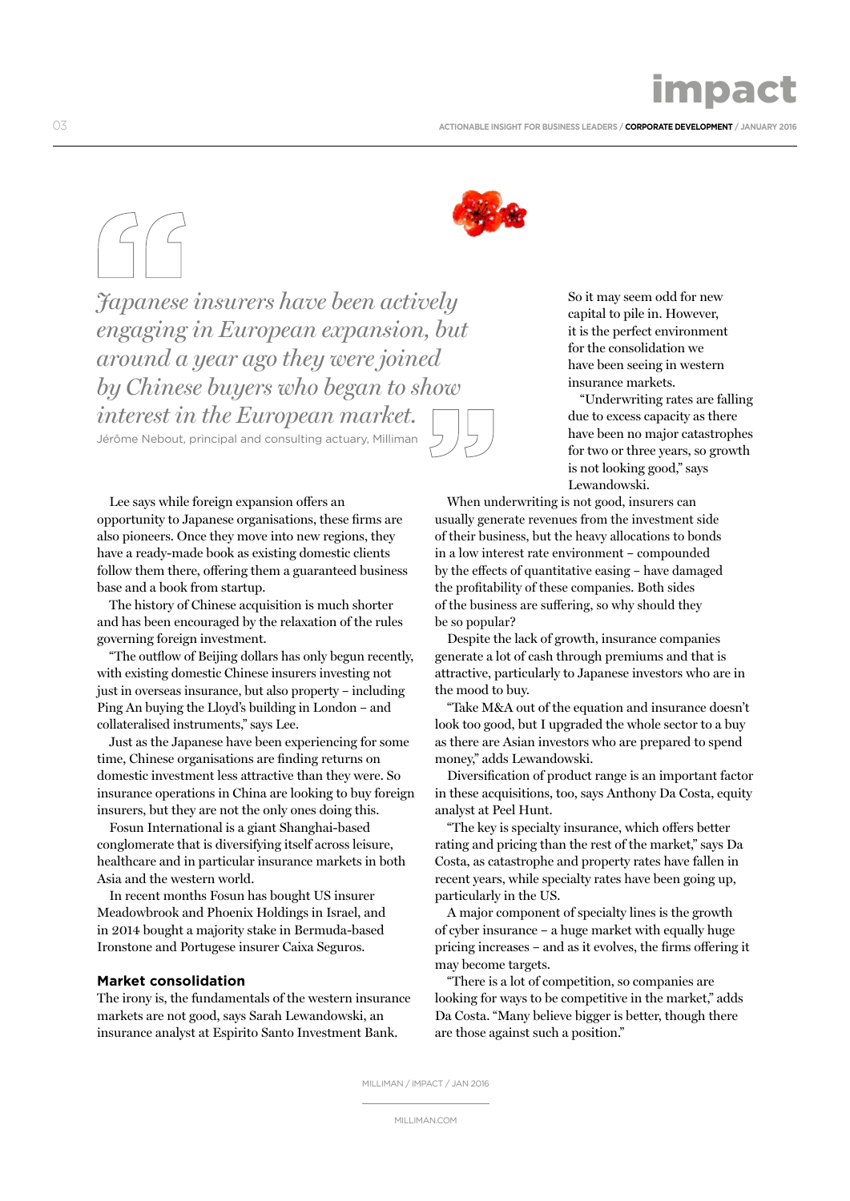> *Japanese insurers have been actively engaging in European expansion, but around a year ago they were joined by Chinese buyers who began to show interest in the European market.*
>
> Jérôme Nebout, principal and consulting actuary, Milliman

Lee says while foreign expansion offers an opportunity to Japanese organisations, these firms are also pioneers. Once they move into new regions, they have a ready-made book as existing domestic clients follow them there, offering them a guaranteed business base and a book from startup.

The history of Chinese acquisition is much shorter and has been encouraged by the relaxation of the rules governing foreign investment.

"The outflow of Beijing dollars has only begun recently, with existing domestic Chinese insurers investing not just in overseas insurance, but also property – including Ping An buying the Lloyd's building in London – and collateralised instruments," says Lee.

Just as the Japanese have been experiencing for some time, Chinese organisations are finding returns on domestic investment less attractive than they were. So insurance operations in China are looking to buy foreign insurers, but they are not the only ones doing this.

Fosun International is a giant Shanghai-based conglomerate that is diversifying itself across leisure, healthcare and in particular insurance markets in both Asia and the western world.

In recent months Fosun has bought US insurer Meadowbrook and Phoenix Holdings in Israel, and in 2014 bought a majority stake in Bermuda-based Ironstone and Portugese insurer Caixa Seguros.

## Market consolidation

The irony is, the fundamentals of the western insurance markets are not good, says Sarah Lewandowski, an insurance analyst at Espirito Santo Investment Bank.

So it may seem odd for new capital to pile in. However, it is the perfect environment for the consolidation we have been seeing in western insurance markets.

"Underwriting rates are falling due to excess capacity as there have been no major catastrophes for two or three years, so growth is not looking good," says Lewandowski.

When underwriting is not good, insurers can usually generate revenues from the investment side of their business, but the heavy allocations to bonds in a low interest rate environment – compounded by the effects of quantitative easing – have damaged the profitability of these companies. Both sides of the business are suffering, so why should they be so popular?

Despite the lack of growth, insurance companies generate a lot of cash through premiums and that is attractive, particularly to Japanese investors who are in the mood to buy.

"Take M&A out of the equation and insurance doesn't look too good, but I upgraded the whole sector to a buy as there are Asian investors who are prepared to spend money," adds Lewandowski.

Diversification of product range is an important factor in these acquisitions, too, says Anthony Da Costa, equity analyst at Peel Hunt.

"The key is specialty insurance, which offers better rating and pricing than the rest of the market," says Da Costa, as catastrophe and property rates have fallen in recent years, while specialty rates have been going up, particularly in the US.

A major component of specialty lines is the growth of cyber insurance – a huge market with equally huge pricing increases – and as it evolves, the firms offering it may become targets.

"There is a lot of competition, so companies are looking for ways to be competitive in the market," adds Da Costa. "Many believe bigger is better, though there are those against such a position."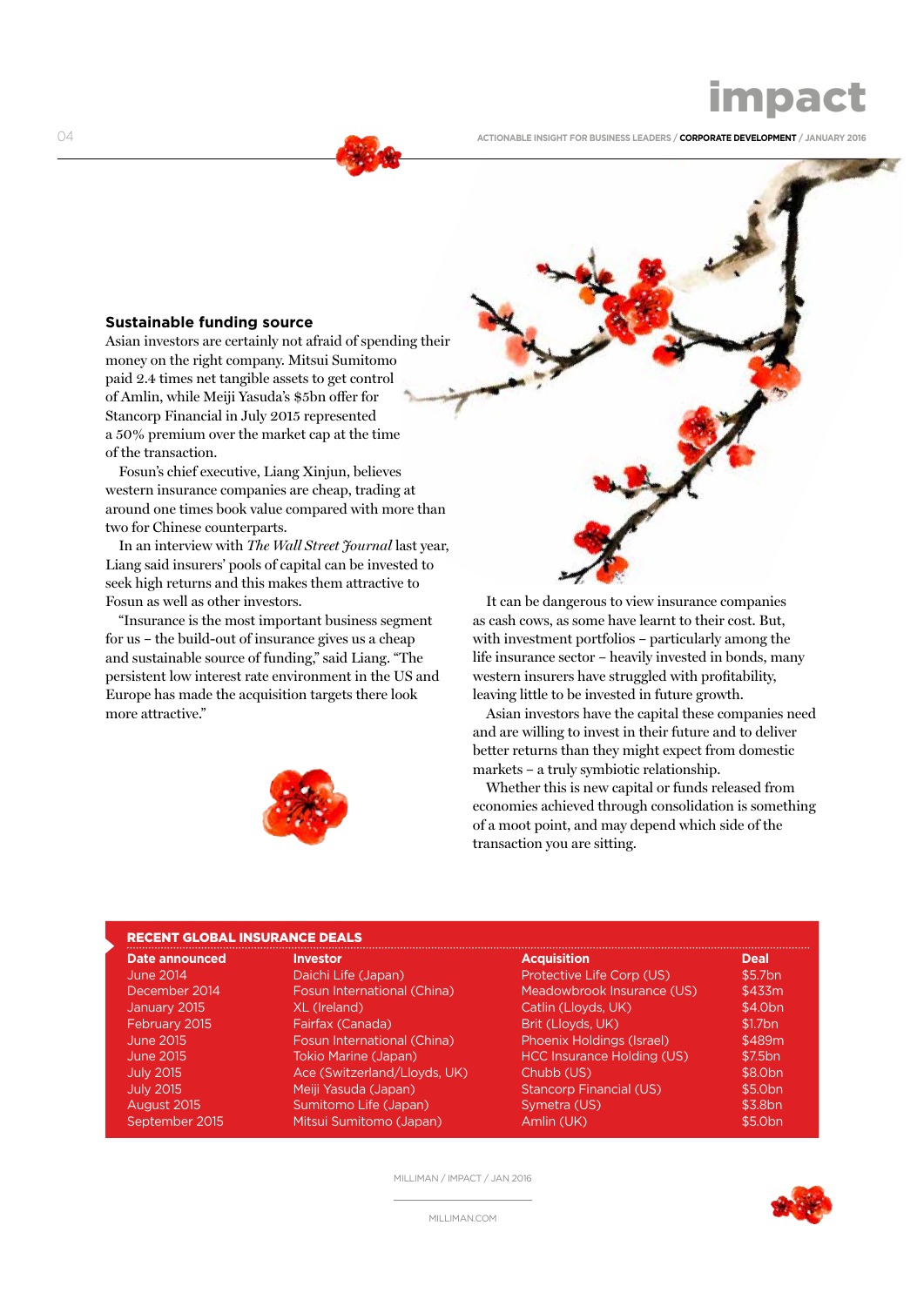## Sustainable funding source

Asian investors are certainly not afraid of spending their money on the right company. Mitsui Sumitomo paid 2.4 times net tangible assets to get control of Amlin, while Meiji Yasuda's $5bn offer for Stancorp Financial in July 2015 represented a 50% premium over the market cap at the time of the transaction.

Fosun's chief executive, Liang Xinjun, believes western insurance companies are cheap, trading at around one times book value compared with more than two for Chinese counterparts.

In an interview with *The Wall Street Journal* last year, Liang said insurers' pools of capital can be invested to seek high returns and this makes them attractive to Fosun as well as other investors.

"Insurance is the most important business segment for us – the build-out of insurance gives us a cheap and sustainable source of funding," said Liang. "The persistent low interest rate environment in the US and Europe has made the acquisition targets there look more attractive."

It can be dangerous to view insurance companies as cash cows, as some have learnt to their cost. But, with investment portfolios – particularly among the life insurance sector – heavily invested in bonds, many western insurers have struggled with profitability, leaving little to be invested in future growth.

Asian investors have the capital these companies need and are willing to invest in their future and to deliver better returns than they might expect from domestic markets – a truly symbiotic relationship.

Whether this is new capital or funds released from economies achieved through consolidation is something of a moot point, and may depend which side of the transaction you are sitting.

**RECENT GLOBAL INSURANCE DEALS**

| Date announced | Investor | Acquisition | Deal |
|---|---|---|---|
| June 2014 | Daichi Life (Japan) | Protective Life Corp (US) | $5.7bn |
| December 2014 | Fosun International (China) | Meadowbrook Insurance (US) | $433m |
| January 2015 | XL (Ireland) | Catlin (Lloyds, UK) | $4.0bn |
| February 2015 | Fairfax (Canada) | Brit (Lloyds, UK) | $1.7bn |
| June 2015 | Fosun International (China) | Phoenix Holdings (Israel) | $489m |
| June 2015 | Tokio Marine (Japan) | HCC Insurance Holding (US) | $7.5bn |
| July 2015 | Ace (Switzerland/Lloyds, UK) | Chubb (US) | $8.0bn |
| July 2015 | Meiji Yasuda (Japan) | Stancorp Financial (US) | $5.0bn |
| August 2015 | Sumitomo Life (Japan) | Symetra (US) | $3.8bn |
| September 2015 | Mitsui Sumitomo (Japan) | Amlin (UK) | $5.0bn |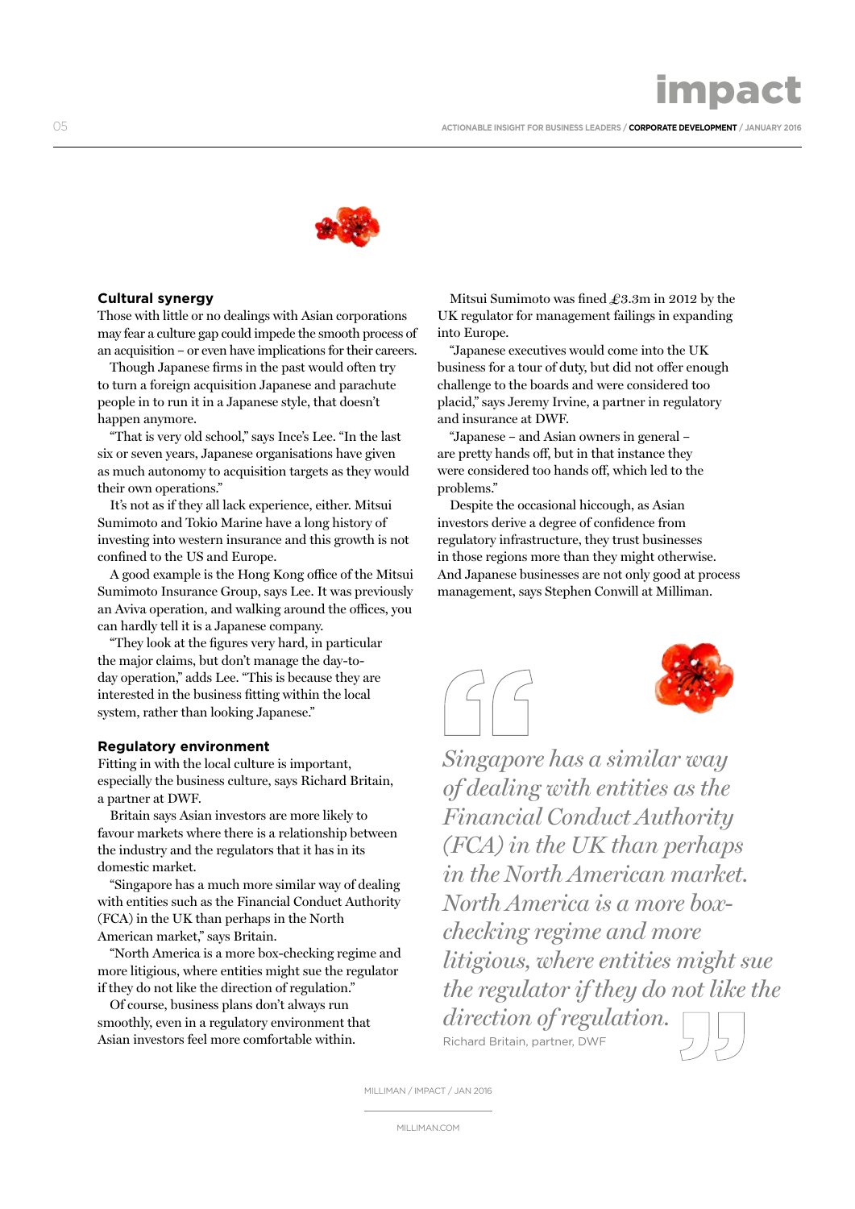## Cultural synergy

Those with little or no dealings with Asian corporations may fear a culture gap could impede the smooth process of an acquisition – or even have implications for their careers.

Though Japanese firms in the past would often try to turn a foreign acquisition Japanese and parachute people in to run it in a Japanese style, that doesn't happen anymore.

"That is very old school," says Ince's Lee. "In the last six or seven years, Japanese organisations have given as much autonomy to acquisition targets as they would their own operations."

It's not as if they all lack experience, either. Mitsui Sumimoto and Tokio Marine have a long history of investing into western insurance and this growth is not confined to the US and Europe.

A good example is the Hong Kong office of the Mitsui Sumimoto Insurance Group, says Lee. It was previously an Aviva operation, and walking around the offices, you can hardly tell it is a Japanese company.

"They look at the figures very hard, in particular the major claims, but don't manage the day-to-day operation," adds Lee. "This is because they are interested in the business fitting within the local system, rather than looking Japanese."

## Regulatory environment

Fitting in with the local culture is important, especially the business culture, says Richard Britain, a partner at DWF.

Britain says Asian investors are more likely to favour markets where there is a relationship between the industry and the regulators that it has in its domestic market.

"Singapore has a much more similar way of dealing with entities such as the Financial Conduct Authority (FCA) in the UK than perhaps in the North American market," says Britain.

"North America is a more box-checking regime and more litigious, where entities might sue the regulator if they do not like the direction of regulation."

Of course, business plans don't always run smoothly, even in a regulatory environment that Asian investors feel more comfortable within.

Mitsui Sumimoto was fined £3.3m in 2012 by the UK regulator for management failings in expanding into Europe.

"Japanese executives would come into the UK business for a tour of duty, but did not offer enough challenge to the boards and were considered too placid," says Jeremy Irvine, a partner in regulatory and insurance at DWF.

"Japanese – and Asian owners in general – are pretty hands off, but in that instance they were considered too hands off, which led to the problems."

Despite the occasional hiccough, as Asian investors derive a degree of confidence from regulatory infrastructure, they trust businesses in those regions more than they might otherwise. And Japanese businesses are not only good at process management, says Stephen Conwill at Milliman.

> *Singapore has a similar way of dealing with entities as the Financial Conduct Authority (FCA) in the UK than perhaps in the North American market. North America is a more box-checking regime and more litigious, where entities might sue the regulator if they do not like the direction of regulation.*
>
> Richard Britain, partner, DWF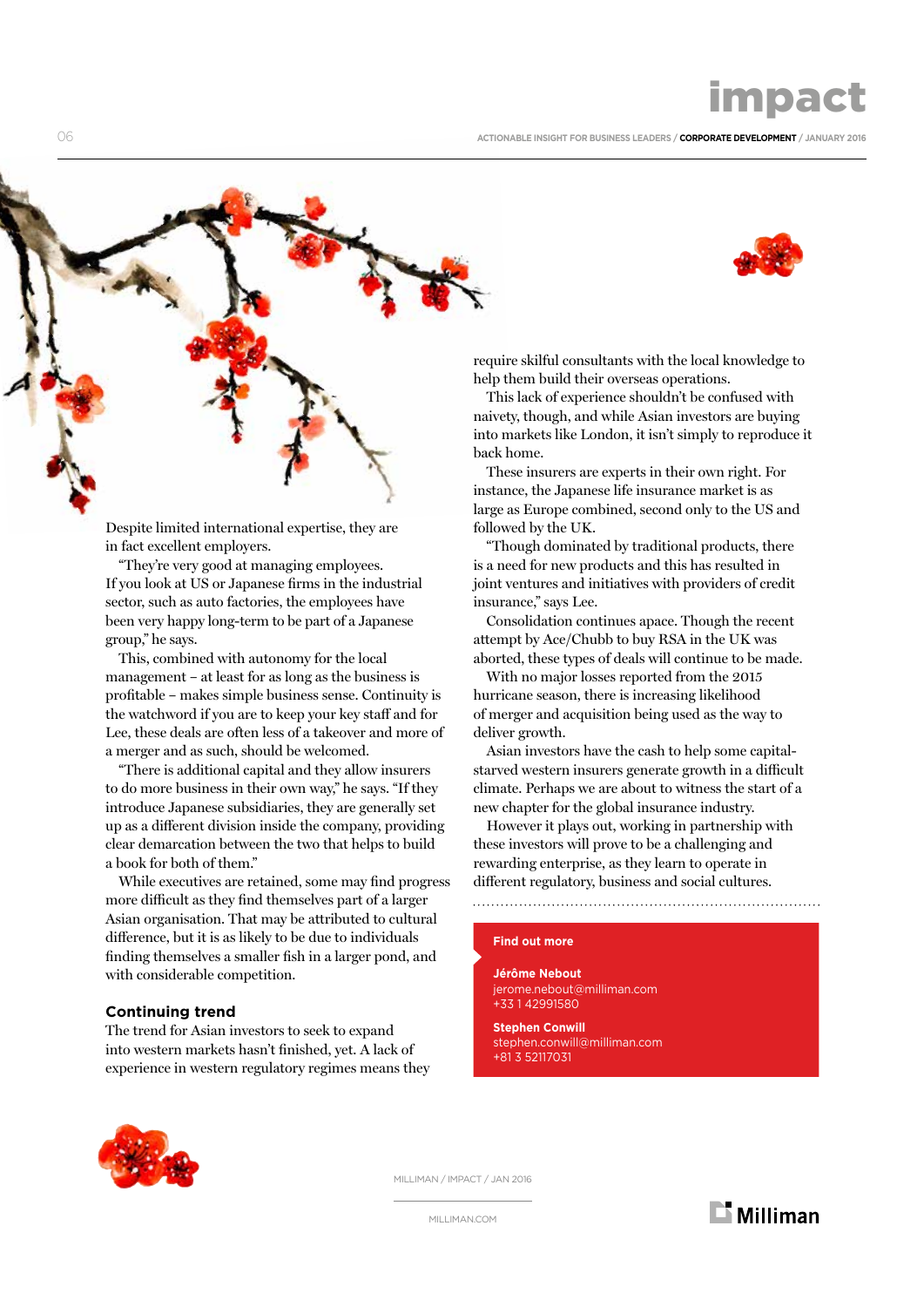Despite limited international expertise, they are in fact excellent employers.

"They're very good at managing employees. If you look at US or Japanese firms in the industrial sector, such as auto factories, the employees have been very happy long-term to be part of a Japanese group," he says.

This, combined with autonomy for the local management – at least for as long as the business is profitable – makes simple business sense. Continuity is the watchword if you are to keep your key staff and for Lee, these deals are often less of a takeover and more of a merger and as such, should be welcomed.

"There is additional capital and they allow insurers to do more business in their own way," he says. "If they introduce Japanese subsidiaries, they are generally set up as a different division inside the company, providing clear demarcation between the two that helps to build a book for both of them."

While executives are retained, some may find progress more difficult as they find themselves part of a larger Asian organisation. That may be attributed to cultural difference, but it is as likely to be due to individuals finding themselves a smaller fish in a larger pond, and with considerable competition.

### Continuing trend

The trend for Asian investors to seek to expand into western markets hasn't finished, yet. A lack of experience in western regulatory regimes means they require skilful consultants with the local knowledge to help them build their overseas operations.

This lack of experience shouldn't be confused with naivety, though, and while Asian investors are buying into markets like London, it isn't simply to reproduce it back home.

These insurers are experts in their own right. For instance, the Japanese life insurance market is as large as Europe combined, second only to the US and followed by the UK.

"Though dominated by traditional products, there is a need for new products and this has resulted in joint ventures and initiatives with providers of credit insurance," says Lee.

Consolidation continues apace. Though the recent attempt by Ace/Chubb to buy RSA in the UK was aborted, these types of deals will continue to be made.

With no major losses reported from the 2015 hurricane season, there is increasing likelihood of merger and acquisition being used as the way to deliver growth.

Asian investors have the cash to help some capital-starved western insurers generate growth in a difficult climate. Perhaps we are about to witness the start of a new chapter for the global insurance industry.

However it plays out, working in partnership with these investors will prove to be a challenging and rewarding enterprise, as they learn to operate in different regulatory, business and social cultures.

**Find out more**

**Jérôme Nebout**
jerome.nebout@milliman.com
+33 1 42991580

**Stephen Conwill**
stephen.conwill@milliman.com
+81 3 52117031